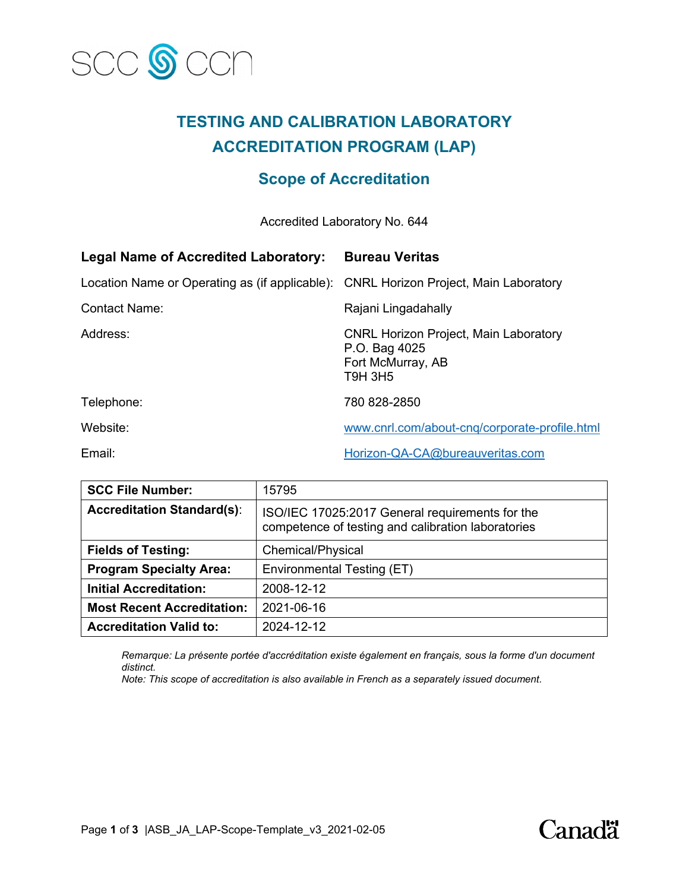SCC CCN

# TESTING AND CALIBRATION LABORATORY ACCREDITATION PROGRAM (LAP)

## Scope of Accreditation

Accredited Laboratory No. 644

| | |
|---|---|
| **Legal Name of Accredited Laboratory:** | **Bureau Veritas** |
| Location Name or Operating as (if applicable): | CNRL Horizon Project, Main Laboratory |
| Contact Name: | Rajani Lingadahally |
| Address: | CNRL Horizon Project, Main Laboratory<br>P.O. Bag 4025<br>Fort McMurray, AB<br>T9H 3H5 |
| Telephone: | 780 828-2850 |
| Website: | www.cnrl.com/about-cnq/corporate-profile.html |
| Email: | Horizon-QA-CA@bureauveritas.com |

| | |
|---|---|
| **SCC File Number:** | 15795 |
| **Accreditation Standard(s):** | ISO/IEC 17025:2017 General requirements for the competence of testing and calibration laboratories |
| **Fields of Testing:** | Chemical/Physical |
| **Program Specialty Area:** | Environmental Testing (ET) |
| **Initial Accreditation:** | 2008-12-12 |
| **Most Recent Accreditation:** | 2021-06-16 |
| **Accreditation Valid to:** | 2024-12-12 |

*Remarque: La présente portée d'accréditation existe également en français, sous la forme d'un document distinct.*
*Note: This scope of accreditation is also available in French as a separately issued document.*

|ASB_JA_LAP-Scope-Template_v3_2021-02-05

Canada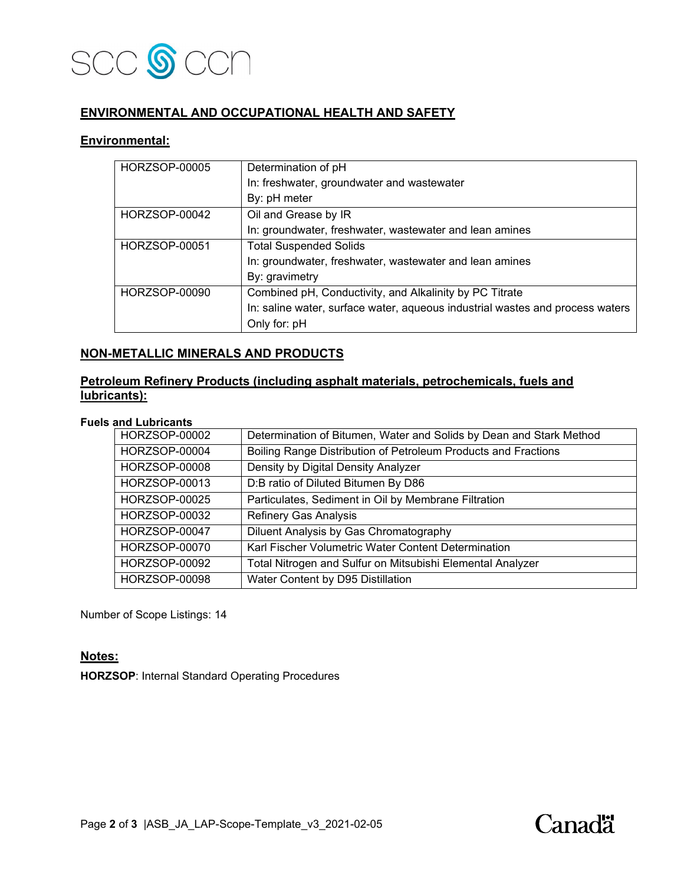## ENVIRONMENTAL AND OCCUPATIONAL HEALTH AND SAFETY

### Environmental:

| | |
|---|---|
| HORZSOP-00005 | Determination of pH<br>In: freshwater, groundwater and wastewater<br>By: pH meter |
| HORZSOP-00042 | Oil and Grease by IR<br>In: groundwater, freshwater, wastewater and lean amines |
| HORZSOP-00051 | Total Suspended Solids<br>In: groundwater, freshwater, wastewater and lean amines<br>By: gravimetry |
| HORZSOP-00090 | Combined pH, Conductivity, and Alkalinity by PC Titrate<br>In: saline water, surface water, aqueous industrial wastes and process waters<br>Only for: pH |

## NON-METALLIC MINERALS AND PRODUCTS

### Petroleum Refinery Products (including asphalt materials, petrochemicals, fuels and lubricants):

**Fuels and Lubricants**

| | |
|---|---|
| HORZSOP-00002 | Determination of Bitumen, Water and Solids by Dean and Stark Method |
| HORZSOP-00004 | Boiling Range Distribution of Petroleum Products and Fractions |
| HORZSOP-00008 | Density by Digital Density Analyzer |
| HORZSOP-00013 | D:B ratio of Diluted Bitumen By D86 |
| HORZSOP-00025 | Particulates, Sediment in Oil by Membrane Filtration |
| HORZSOP-00032 | Refinery Gas Analysis |
| HORZSOP-00047 | Diluent Analysis by Gas Chromatography |
| HORZSOP-00070 | Karl Fischer Volumetric Water Content Determination |
| HORZSOP-00092 | Total Nitrogen and Sulfur on Mitsubishi Elemental Analyzer |
| HORZSOP-00098 | Water Content by D95 Distillation |

Number of Scope Listings: 14

### Notes:

**HORZSOP**: Internal Standard Operating Procedures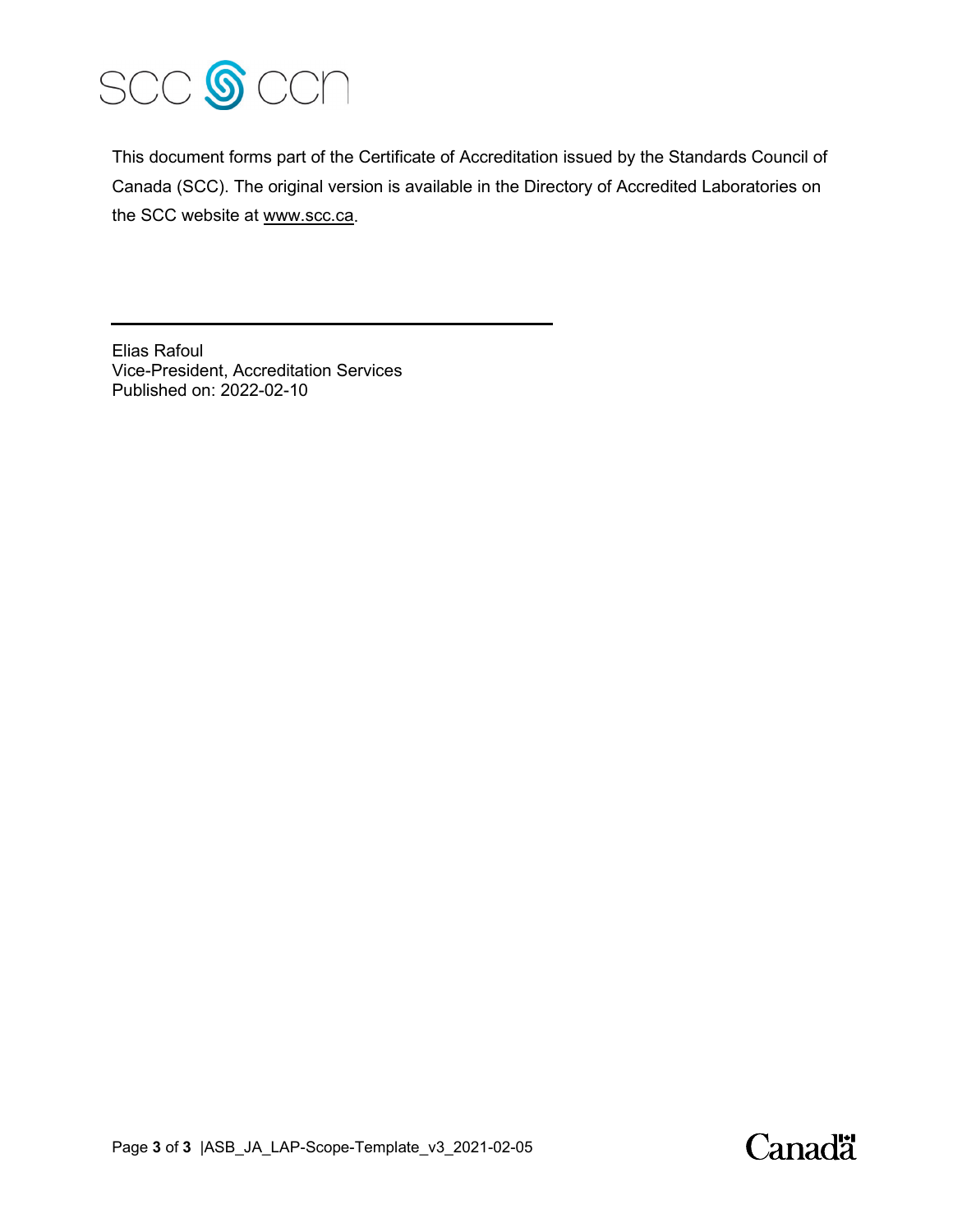This document forms part of the Certificate of Accreditation issued by the Standards Council of Canada (SCC). The original version is available in the Directory of Accredited Laboratories on the SCC website at www.scc.ca.

---

Elias Rafoul  
Vice-President, Accreditation Services  
Published on: 2022-02-10